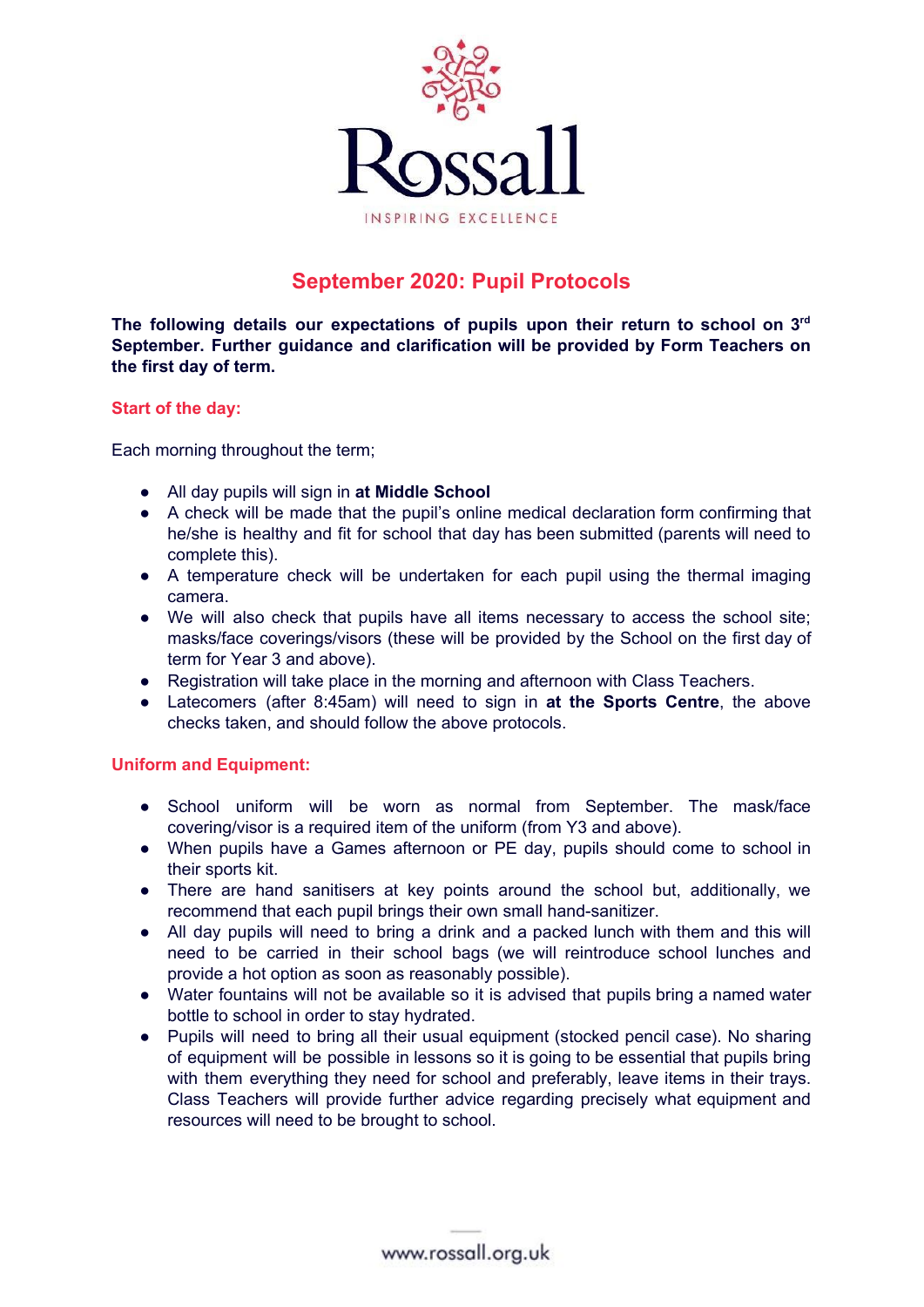Rossall

INSPIRING EXCELLENCE

# September 2020: Pupil Protocols

**The following details our expectations of pupils upon their return to school on 3rd September. Further guidance and clarification will be provided by Form Teachers on the first day of term.**

## Start of the day:

Each morning throughout the term;

- All day pupils will sign in **at Middle School**
- A check will be made that the pupil's online medical declaration form confirming that he/she is healthy and fit for school that day has been submitted (parents will need to complete this).
- A temperature check will be undertaken for each pupil using the thermal imaging camera.
- We will also check that pupils have all items necessary to access the school site; masks/face coverings/visors (these will be provided by the School on the first day of term for Year 3 and above).
- Registration will take place in the morning and afternoon with Class Teachers.
- Latecomers (after 8:45am) will need to sign in **at the Sports Centre**, the above checks taken, and should follow the above protocols.

## Uniform and Equipment:

- School uniform will be worn as normal from September. The mask/face covering/visor is a required item of the uniform (from Y3 and above).
- When pupils have a Games afternoon or PE day, pupils should come to school in their sports kit.
- There are hand sanitisers at key points around the school but, additionally, we recommend that each pupil brings their own small hand-sanitizer.
- All day pupils will need to bring a drink and a packed lunch with them and this will need to be carried in their school bags (we will reintroduce school lunches and provide a hot option as soon as reasonably possible).
- Water fountains will not be available so it is advised that pupils bring a named water bottle to school in order to stay hydrated.
- Pupils will need to bring all their usual equipment (stocked pencil case). No sharing of equipment will be possible in lessons so it is going to be essential that pupils bring with them everything they need for school and preferably, leave items in their trays. Class Teachers will provide further advice regarding precisely what equipment and resources will need to be brought to school.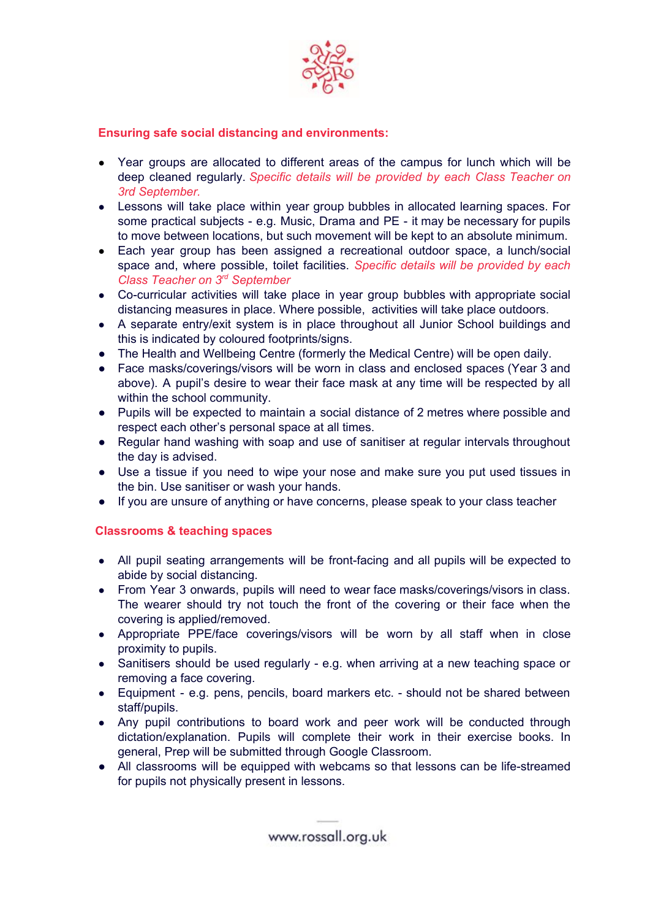## Ensuring safe social distancing and environments:

- Year groups are allocated to different areas of the campus for lunch which will be deep cleaned regularly. *Specific details will be provided by each Class Teacher on 3rd September.*
- Lessons will take place within year group bubbles in allocated learning spaces. For some practical subjects - e.g. Music, Drama and PE - it may be necessary for pupils to move between locations, but such movement will be kept to an absolute minimum.
- Each year group has been assigned a recreational outdoor space, a lunch/social space and, where possible, toilet facilities. *Specific details will be provided by each Class Teacher on 3rd September*
- Co-curricular activities will take place in year group bubbles with appropriate social distancing measures in place. Where possible, activities will take place outdoors.
- A separate entry/exit system is in place throughout all Junior School buildings and this is indicated by coloured footprints/signs.
- The Health and Wellbeing Centre (formerly the Medical Centre) will be open daily.
- Face masks/coverings/visors will be worn in class and enclosed spaces (Year 3 and above). A pupil's desire to wear their face mask at any time will be respected by all within the school community.
- Pupils will be expected to maintain a social distance of 2 metres where possible and respect each other's personal space at all times.
- Regular hand washing with soap and use of sanitiser at regular intervals throughout the day is advised.
- Use a tissue if you need to wipe your nose and make sure you put used tissues in the bin. Use sanitiser or wash your hands.
- If you are unsure of anything or have concerns, please speak to your class teacher

## Classrooms & teaching spaces

- All pupil seating arrangements will be front-facing and all pupils will be expected to abide by social distancing.
- From Year 3 onwards, pupils will need to wear face masks/coverings/visors in class. The wearer should try not touch the front of the covering or their face when the covering is applied/removed.
- Appropriate PPE/face coverings/visors will be worn by all staff when in close proximity to pupils.
- Sanitisers should be used regularly - e.g. when arriving at a new teaching space or removing a face covering.
- Equipment - e.g. pens, pencils, board markers etc. - should not be shared between staff/pupils.
- Any pupil contributions to board work and peer work will be conducted through dictation/explanation. Pupils will complete their work in their exercise books. In general, Prep will be submitted through Google Classroom.
- All classrooms will be equipped with webcams so that lessons can be life-streamed for pupils not physically present in lessons.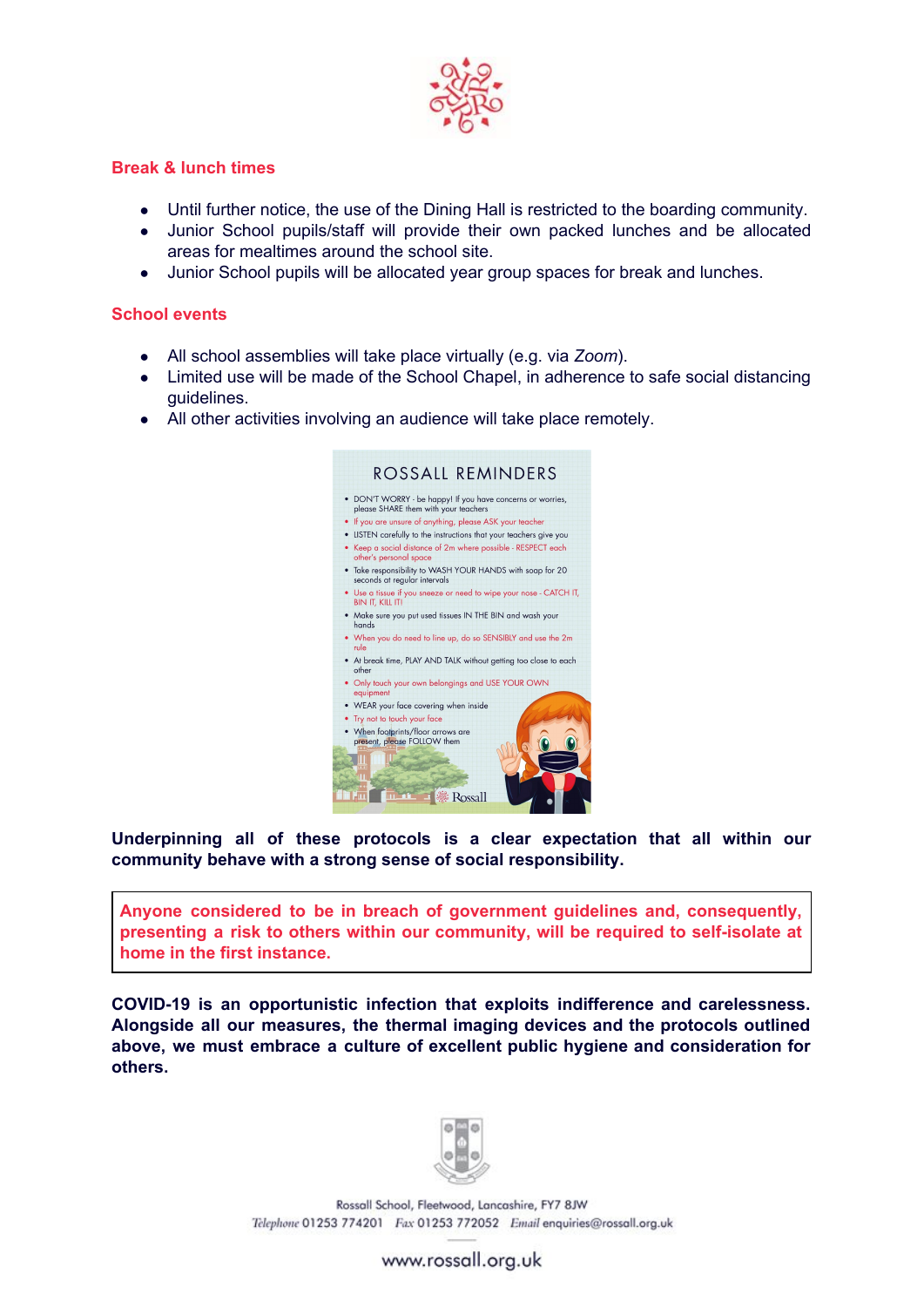## Break & lunch times

- Until further notice, the use of the Dining Hall is restricted to the boarding community.
- Junior School pupils/staff will provide their own packed lunches and be allocated areas for mealtimes around the school site.
- Junior School pupils will be allocated year group spaces for break and lunches.

## School events

- All school assemblies will take place virtually (e.g. via *Zoom*).
- Limited use will be made of the School Chapel, in adherence to safe social distancing guidelines.
- All other activities involving an audience will take place remotely.

ROSSALL REMINDERS

- DON'T WORRY - be happy! If you have concerns or worries, please SHARE them with your teachers
- If you are unsure of anything, please ASK your teacher
- LISTEN carefully to the instructions that your teachers give you
- Keep a social distance of 2m where possible - RESPECT each other's personal space
- Take responsibility to WASH YOUR HANDS with soap for 20 seconds at regular intervals
- Use a tissue if you sneeze or need to wipe your nose - CATCH IT, BIN IT, KILL IT!
- Make sure you put used tissues IN THE BIN and wash your hands
- When you do need to line up, do so SENSIBLY and use the 2m rule
- At break time, PLAY AND TALK without getting too close to each other
- Only touch your own belongings and USE YOUR OWN equipment
- WEAR your face covering when inside
- Try not to touch your face
- When footprints/floor arrows are present, please FOLLOW them

Rossall

**Underpinning all of these protocols is a clear expectation that all within our community behave with a strong sense of social responsibility.**

**Anyone considered to be in breach of government guidelines and, consequently, presenting a risk to others within our community, will be required to self-isolate at home in the first instance.**

**COVID-19 is an opportunistic infection that exploits indifference and carelessness. Alongside all our measures, the thermal imaging devices and the protocols outlined above, we must embrace a culture of excellent public hygiene and consideration for others.**

Rossall School, Fleetwood, Lancashire, FY7 8JW
*Telephone* 01253 774201 *Fax* 01253 772052 *Email* enquiries@rossall.org.uk

www.rossall.org.uk